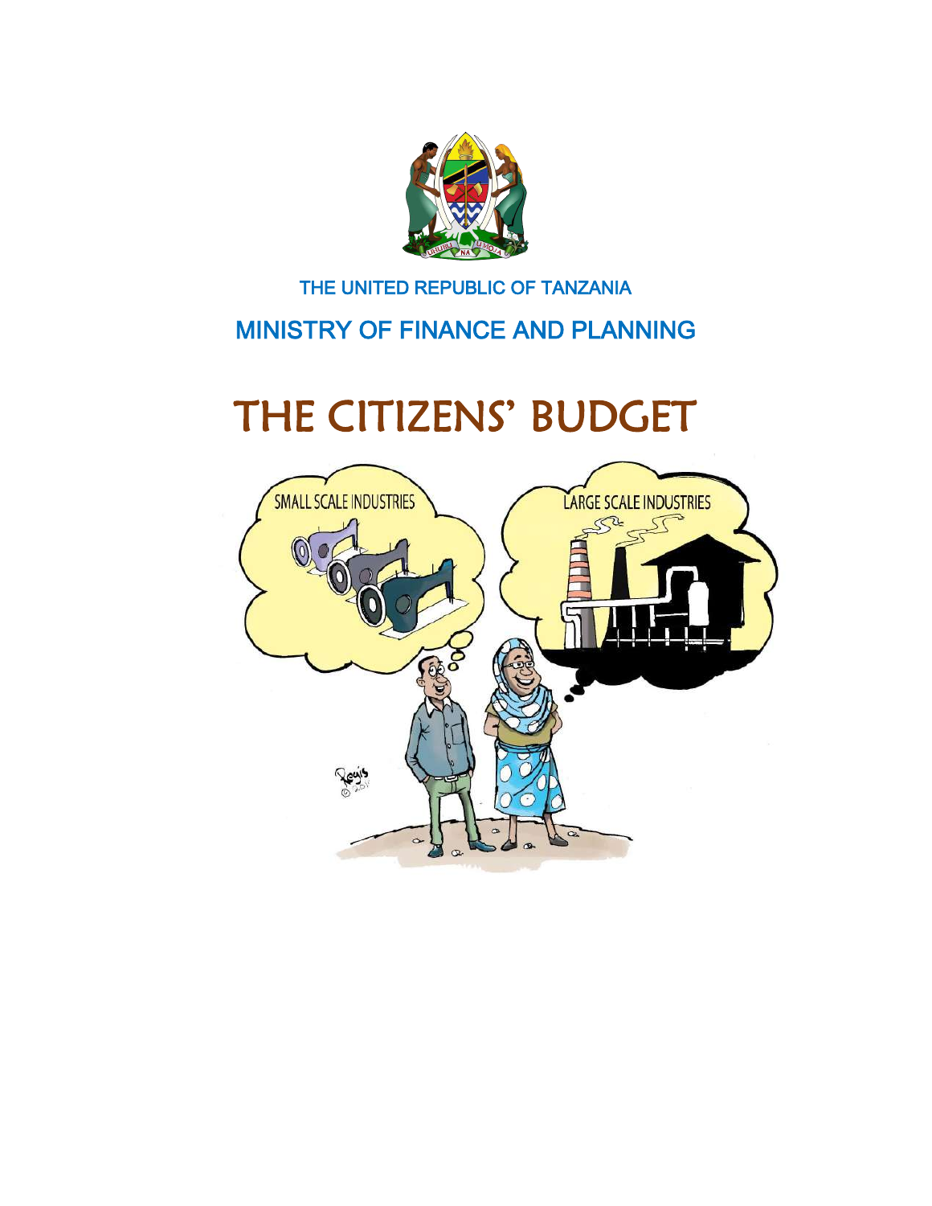THE UNITED REPUBLIC OF TANZANIA

MINISTRY OF FINANCE AND PLANNING

# THE CITIZENS' BUDGET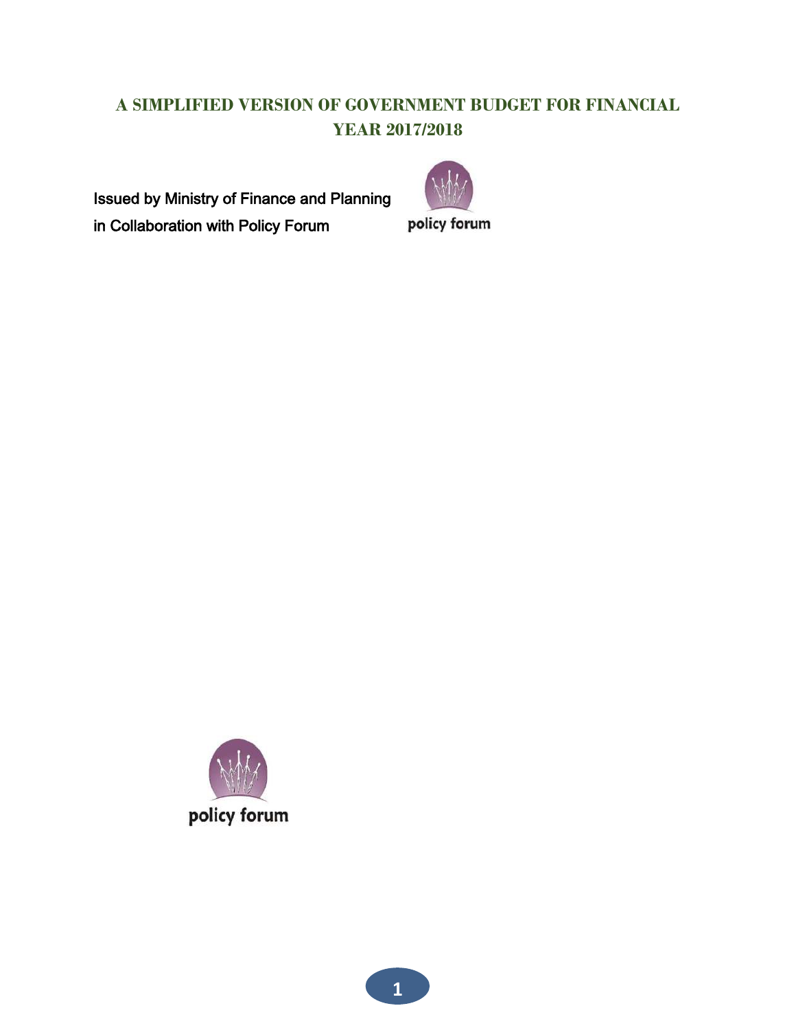# A SIMPLIFIED VERSION OF GOVERNMENT BUDGET FOR FINANCIAL YEAR 2017/2018

Issued by Ministry of Finance and Planning in Collaboration with Policy Forum

policy forum

policy forum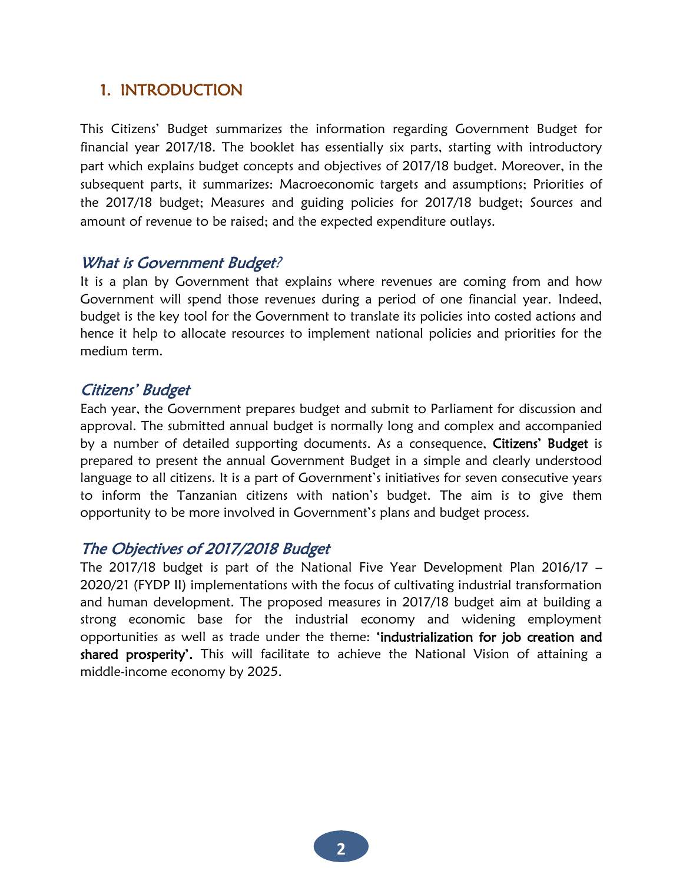## 1. INTRODUCTION

This Citizens' Budget summarizes the information regarding Government Budget for financial year 2017/18. The booklet has essentially six parts, starting with introductory part which explains budget concepts and objectives of 2017/18 budget. Moreover, in the subsequent parts, it summarizes: Macroeconomic targets and assumptions; Priorities of the 2017/18 budget; Measures and guiding policies for 2017/18 budget; Sources and amount of revenue to be raised; and the expected expenditure outlays.

### *What is Government Budget?*

It is a plan by Government that explains where revenues are coming from and how Government will spend those revenues during a period of one financial year. Indeed, budget is the key tool for the Government to translate its policies into costed actions and hence it help to allocate resources to implement national policies and priorities for the medium term.

### *Citizens' Budget*

Each year, the Government prepares budget and submit to Parliament for discussion and approval. The submitted annual budget is normally long and complex and accompanied by a number of detailed supporting documents. As a consequence, **Citizens' Budget** is prepared to present the annual Government Budget in a simple and clearly understood language to all citizens. It is a part of Government's initiatives for seven consecutive years to inform the Tanzanian citizens with nation's budget. The aim is to give them opportunity to be more involved in Government's plans and budget process.

### *The Objectives of 2017/2018 Budget*

The 2017/18 budget is part of the National Five Year Development Plan 2016/17 – 2020/21 (FYDP II) implementations with the focus of cultivating industrial transformation and human development. The proposed measures in 2017/18 budget aim at building a strong economic base for the industrial economy and widening employment opportunities as well as trade under the theme: **'industrialization for job creation and shared prosperity'.** This will facilitate to achieve the National Vision of attaining a middle-income economy by 2025.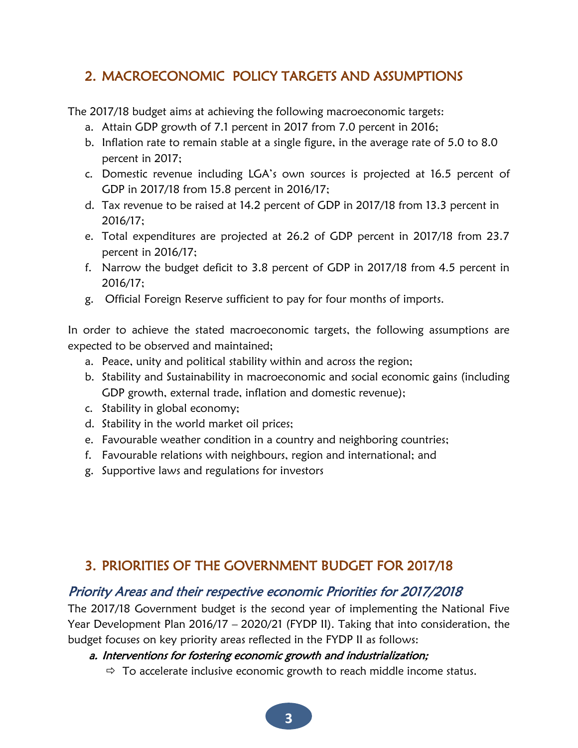## 2. MACROECONOMIC POLICY TARGETS AND ASSUMPTIONS

The 2017/18 budget aims at achieving the following macroeconomic targets:

a. Attain GDP growth of 7.1 percent in 2017 from 7.0 percent in 2016;
b. Inflation rate to remain stable at a single figure, in the average rate of 5.0 to 8.0 percent in 2017;
c. Domestic revenue including LGA's own sources is projected at 16.5 percent of GDP in 2017/18 from 15.8 percent in 2016/17;
d. Tax revenue to be raised at 14.2 percent of GDP in 2017/18 from 13.3 percent in 2016/17;
e. Total expenditures are projected at 26.2 of GDP percent in 2017/18 from 23.7 percent in 2016/17;
f. Narrow the budget deficit to 3.8 percent of GDP in 2017/18 from 4.5 percent in 2016/17;
g. Official Foreign Reserve sufficient to pay for four months of imports.

In order to achieve the stated macroeconomic targets, the following assumptions are expected to be observed and maintained;

a. Peace, unity and political stability within and across the region;
b. Stability and Sustainability in macroeconomic and social economic gains (including GDP growth, external trade, inflation and domestic revenue);
c. Stability in global economy;
d. Stability in the world market oil prices;
e. Favourable weather condition in a country and neighboring countries;
f. Favourable relations with neighbours, region and international; and
g. Supportive laws and regulations for investors

## 3. PRIORITIES OF THE GOVERNMENT BUDGET FOR 2017/18

### *Priority Areas and their respective economic Priorities for 2017/2018*

The 2017/18 Government budget is the second year of implementing the National Five Year Development Plan 2016/17 – 2020/21 (FYDP II). Taking that into consideration, the budget focuses on key priority areas reflected in the FYDP II as follows:

**a. *Interventions for fostering economic growth and industrialization;***

- ⇨ To accelerate inclusive economic growth to reach middle income status.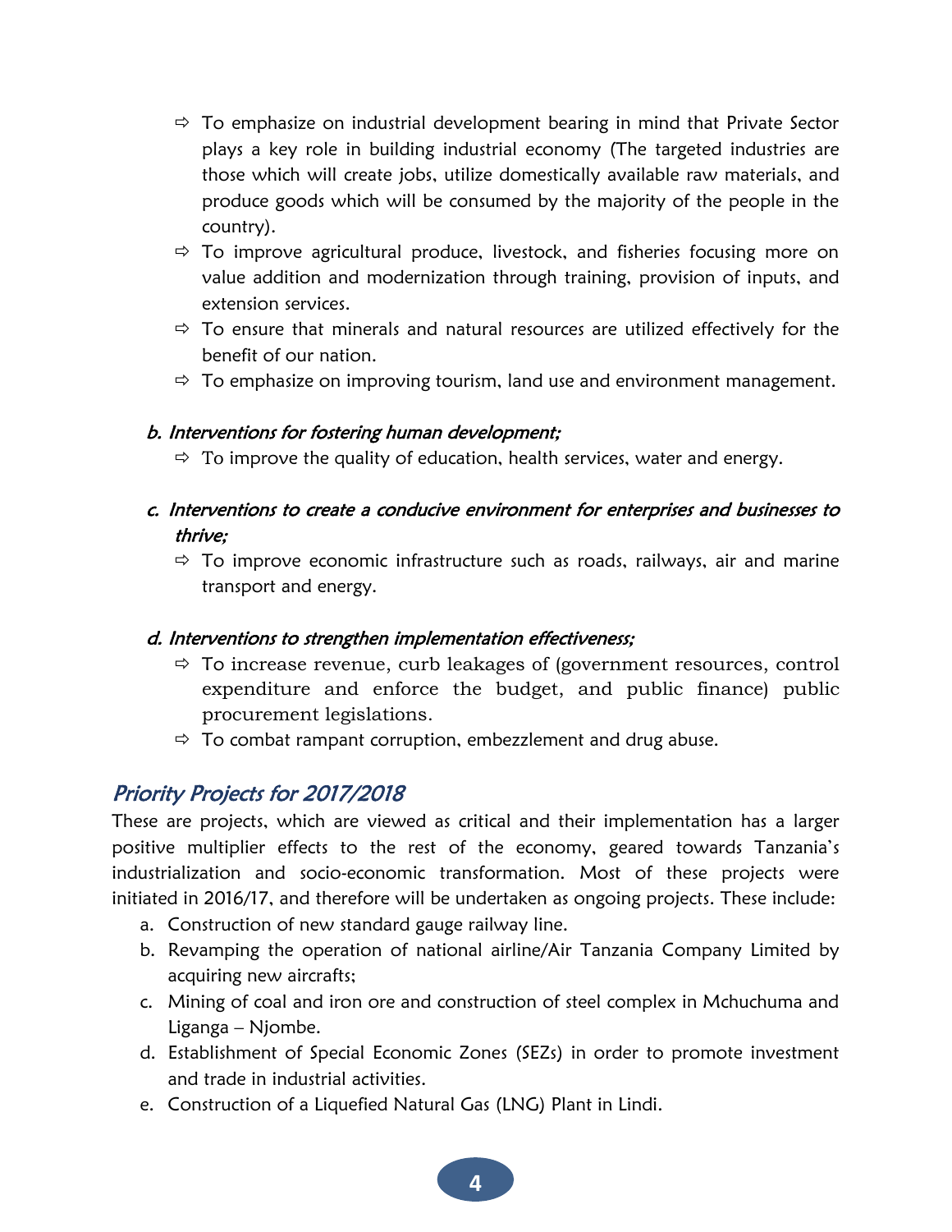- ⇨ To emphasize on industrial development bearing in mind that Private Sector plays a key role in building industrial economy (The targeted industries are those which will create jobs, utilize domestically available raw materials, and produce goods which will be consumed by the majority of the people in the country).
- ⇨ To improve agricultural produce, livestock, and fisheries focusing more on value addition and modernization through training, provision of inputs, and extension services.
- ⇨ To ensure that minerals and natural resources are utilized effectively for the benefit of our nation.
- ⇨ To emphasize on improving tourism, land use and environment management.

*b. Interventions for fostering human development;*

- ⇨ To improve the quality of education, health services, water and energy.

*c. Interventions to create a conducive environment for enterprises and businesses to thrive;*

- ⇨ To improve economic infrastructure such as roads, railways, air and marine transport and energy.

*d. Interventions to strengthen implementation effectiveness;*

- ⇨ To increase revenue, curb leakages of (government resources, control expenditure and enforce the budget, and public finance) public procurement legislations.
- ⇨ To combat rampant corruption, embezzlement and drug abuse.

## *Priority Projects for 2017/2018*

These are projects, which are viewed as critical and their implementation has a larger positive multiplier effects to the rest of the economy, geared towards Tanzania's industrialization and socio-economic transformation. Most of these projects were initiated in 2016/17, and therefore will be undertaken as ongoing projects. These include:

a. Construction of new standard gauge railway line.
b. Revamping the operation of national airline/Air Tanzania Company Limited by acquiring new aircrafts;
c. Mining of coal and iron ore and construction of steel complex in Mchuchuma and Liganga – Njombe.
d. Establishment of Special Economic Zones (SEZs) in order to promote investment and trade in industrial activities.
e. Construction of a Liquefied Natural Gas (LNG) Plant in Lindi.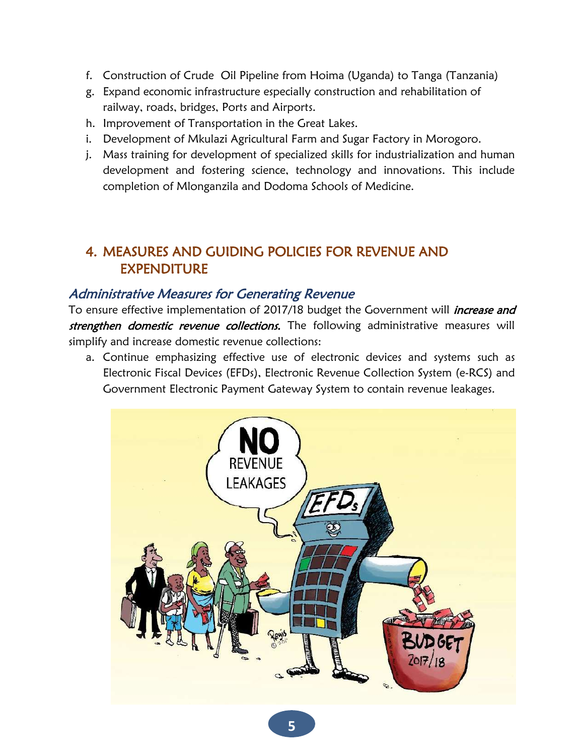f. Construction of Crude Oil Pipeline from Hoima (Uganda) to Tanga (Tanzania)
g. Expand economic infrastructure especially construction and rehabilitation of railway, roads, bridges, Ports and Airports.
h. Improvement of Transportation in the Great Lakes.
i. Development of Mkulazi Agricultural Farm and Sugar Factory in Morogoro.
j. Mass training for development of specialized skills for industrialization and human development and fostering science, technology and innovations. This include completion of Mlonganzila and Dodoma Schools of Medicine.

## 4. MEASURES AND GUIDING POLICIES FOR REVENUE AND EXPENDITURE

### *Administrative Measures for Generating Revenue*

To ensure effective implementation of 2017/18 budget the Government will ***increase and strengthen domestic revenue collections.*** The following administrative measures will simplify and increase domestic revenue collections:

a. Continue emphasizing effective use of electronic devices and systems such as Electronic Fiscal Devices (EFDs), Electronic Revenue Collection System (e-RCS) and Government Electronic Payment Gateway System to contain revenue leakages.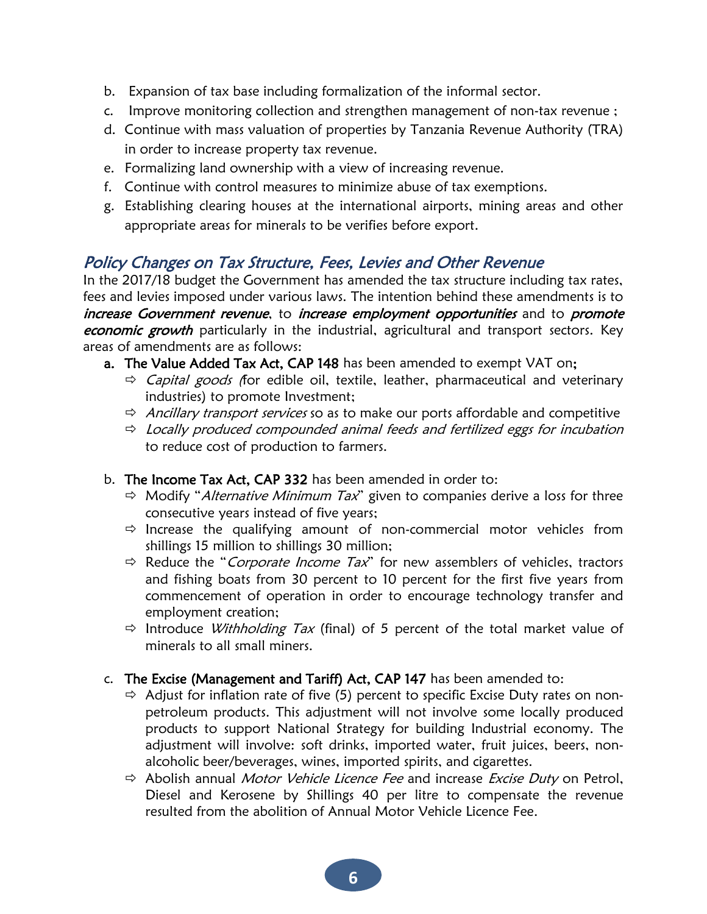b. Expansion of tax base including formalization of the informal sector.

c. Improve monitoring collection and strengthen management of non-tax revenue ;

d. Continue with mass valuation of properties by Tanzania Revenue Authority (TRA) in order to increase property tax revenue.

e. Formalizing land ownership with a view of increasing revenue.

f. Continue with control measures to minimize abuse of tax exemptions.

g. Establishing clearing houses at the international airports, mining areas and other appropriate areas for minerals to be verifies before export.

## *Policy Changes on Tax Structure, Fees, Levies and Other Revenue*

In the 2017/18 budget the Government has amended the tax structure including tax rates, fees and levies imposed under various laws. The intention behind these amendments is to ***increase Government revenue***, to ***increase employment opportunities*** and to ***promote economic growth*** particularly in the industrial, agricultural and transport sectors. Key areas of amendments are as follows:

a. **The Value Added Tax Act, CAP 148** has been amended to exempt VAT on;
   - ⇨ *Capital goods (*for edible oil, textile, leather, pharmaceutical and veterinary industries) to promote Investment;
   - ⇨ *Ancillary transport services* so as to make our ports affordable and competitive
   - ⇨ *Locally produced compounded animal feeds and fertilized eggs for incubation* to reduce cost of production to farmers.

b. **The Income Tax Act, CAP 332** has been amended in order to:
   - ⇨ Modify "*Alternative Minimum Tax*" given to companies derive a loss for three consecutive years instead of five years;
   - ⇨ Increase the qualifying amount of non-commercial motor vehicles from shillings 15 million to shillings 30 million;
   - ⇨ Reduce the "*Corporate Income Tax*" for new assemblers of vehicles, tractors and fishing boats from 30 percent to 10 percent for the first five years from commencement of operation in order to encourage technology transfer and employment creation;
   - ⇨ Introduce *Withholding Tax* (final) of 5 percent of the total market value of minerals to all small miners.

c. **The Excise (Management and Tariff) Act, CAP 147** has been amended to:
   - ⇨ Adjust for inflation rate of five (5) percent to specific Excise Duty rates on non-petroleum products. This adjustment will not involve some locally produced products to support National Strategy for building Industrial economy. The adjustment will involve: soft drinks, imported water, fruit juices, beers, non-alcoholic beer/beverages, wines, imported spirits, and cigarettes.
   - ⇨ Abolish annual *Motor Vehicle Licence Fee* and increase *Excise Duty* on Petrol, Diesel and Kerosene by Shillings 40 per litre to compensate the revenue resulted from the abolition of Annual Motor Vehicle Licence Fee.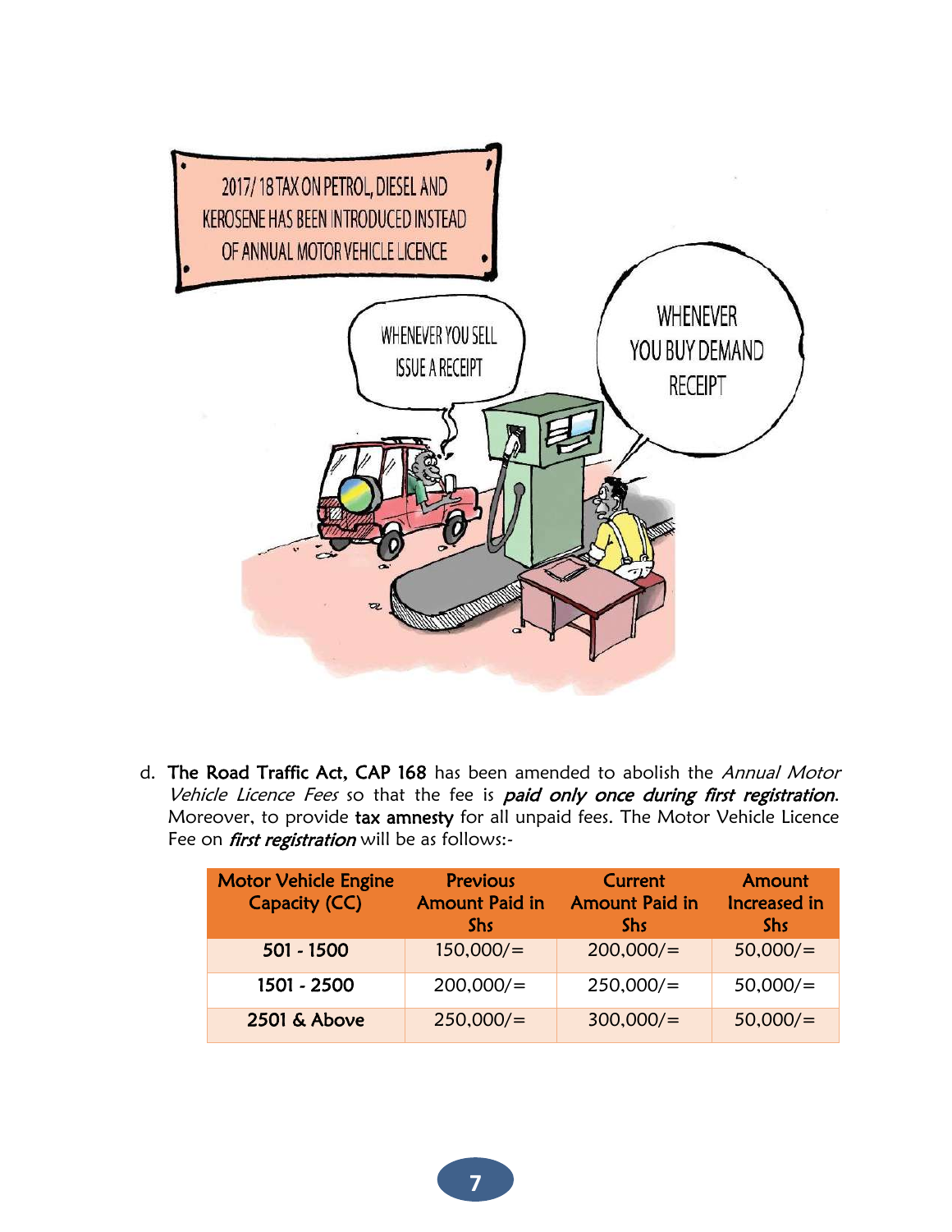d. **The Road Traffic Act, CAP 168** has been amended to abolish the *Annual Motor Vehicle Licence Fees* so that the fee is ***paid only once during first registration***. Moreover, to provide **tax amnesty** for all unpaid fees. The Motor Vehicle Licence Fee on ***first registration*** will be as follows:-

| Motor Vehicle Engine Capacity (CC) | Previous Amount Paid in Shs | Current Amount Paid in Shs | Amount Increased in Shs |
|---|---|---|---|
| **501 - 1500** | 150,000/= | 200,000/= | 50,000/= |
| **1501 - 2500** | 200,000/= | 250,000/= | 50,000/= |
| **2501 & Above** | 250,000/= | 300,000/= | 50,000/= |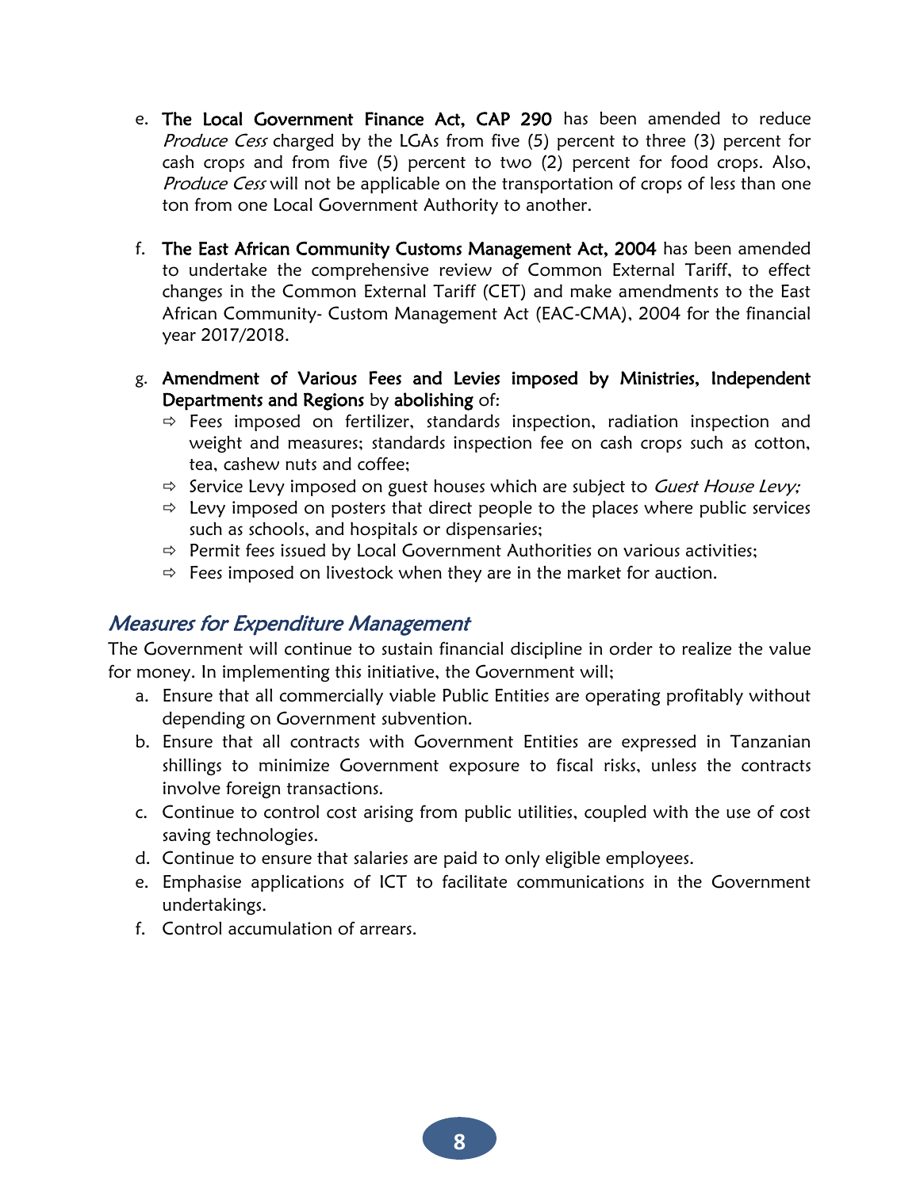e. **The Local Government Finance Act, CAP 290** has been amended to reduce *Produce Cess* charged by the LGAs from five (5) percent to three (3) percent for cash crops and from five (5) percent to two (2) percent for food crops. Also, *Produce Cess* will not be applicable on the transportation of crops of less than one ton from one Local Government Authority to another.

f. **The East African Community Customs Management Act, 2004** has been amended to undertake the comprehensive review of Common External Tariff, to effect changes in the Common External Tariff (CET) and make amendments to the East African Community- Custom Management Act (EAC-CMA), 2004 for the financial year 2017/2018.

g. **Amendment of Various Fees and Levies imposed by Ministries, Independent Departments and Regions** by **abolishing** of:
   - ⇨ Fees imposed on fertilizer, standards inspection, radiation inspection and weight and measures; standards inspection fee on cash crops such as cotton, tea, cashew nuts and coffee;
   - ⇨ Service Levy imposed on guest houses which are subject to *Guest House Levy;*
   - ⇨ Levy imposed on posters that direct people to the places where public services such as schools, and hospitals or dispensaries;
   - ⇨ Permit fees issued by Local Government Authorities on various activities;
   - ⇨ Fees imposed on livestock when they are in the market for auction.

## *Measures for Expenditure Management*

The Government will continue to sustain financial discipline in order to realize the value for money. In implementing this initiative, the Government will;

a. Ensure that all commercially viable Public Entities are operating profitably without depending on Government subvention.
b. Ensure that all contracts with Government Entities are expressed in Tanzanian shillings to minimize Government exposure to fiscal risks, unless the contracts involve foreign transactions.
c. Continue to control cost arising from public utilities, coupled with the use of cost saving technologies.
d. Continue to ensure that salaries are paid to only eligible employees.
e. Emphasise applications of ICT to facilitate communications in the Government undertakings.
f. Control accumulation of arrears.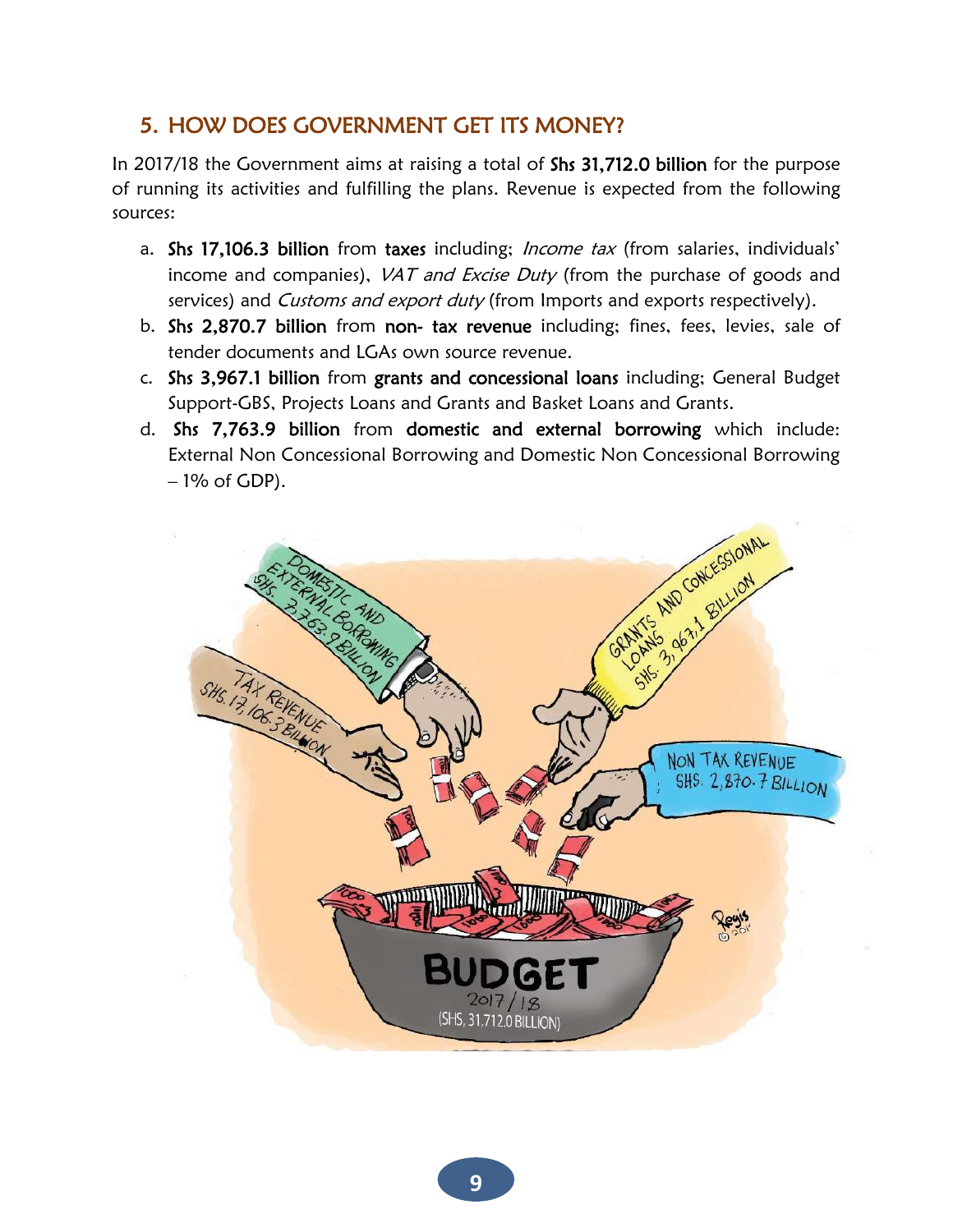## 5. HOW DOES GOVERNMENT GET ITS MONEY?

In 2017/18 the Government aims at raising a total of **Shs 31,712.0 billion** for the purpose of running its activities and fulfilling the plans. Revenue is expected from the following sources:

a. **Shs 17,106.3 billion** from **taxes** including; *Income tax* (from salaries, individuals' income and companies), *VAT and Excise Duty* (from the purchase of goods and services) and *Customs and export duty* (from Imports and exports respectively).

b. **Shs 2,870.7 billion** from **non- tax revenue** including; fines, fees, levies, sale of tender documents and LGAs own source revenue.

c. **Shs 3,967.1 billion** from **grants and concessional loans** including; General Budget Support-GBS, Projects Loans and Grants and Basket Loans and Grants.

d. **Shs 7,763.9 billion** from **domestic and external borrowing** which include: External Non Concessional Borrowing and Domestic Non Concessional Borrowing – 1% of GDP).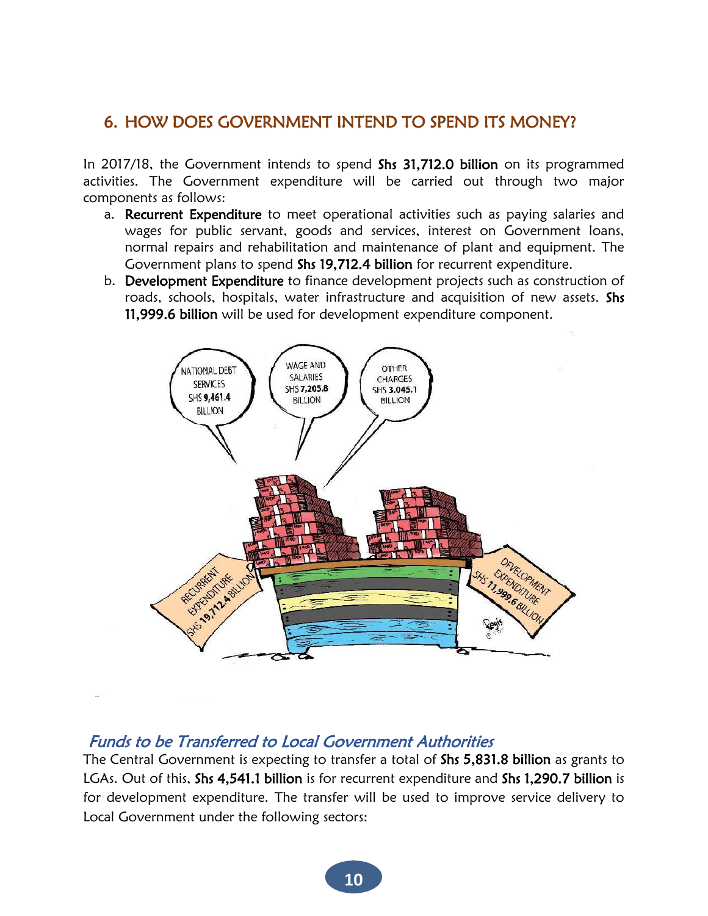## 6. HOW DOES GOVERNMENT INTEND TO SPEND ITS MONEY?

In 2017/18, the Government intends to spend **Shs 31,712.0 billion** on its programmed activities. The Government expenditure will be carried out through two major components as follows:

a. **Recurrent Expenditure** to meet operational activities such as paying salaries and wages for public servant, goods and services, interest on Government loans, normal repairs and rehabilitation and maintenance of plant and equipment. The Government plans to spend **Shs 19,712.4 billion** for recurrent expenditure.

b. **Development Expenditure** to finance development projects such as construction of roads, schools, hospitals, water infrastructure and acquisition of new assets. **Shs 11,999.6 billion** will be used for development expenditure component.

### *Funds to be Transferred to Local Government Authorities*

The Central Government is expecting to transfer a total of **Shs 5,831.8 billion** as grants to LGAs. Out of this, **Shs 4,541.1 billion** is for recurrent expenditure and **Shs 1,290.7 billion** is for development expenditure. The transfer will be used to improve service delivery to Local Government under the following sectors: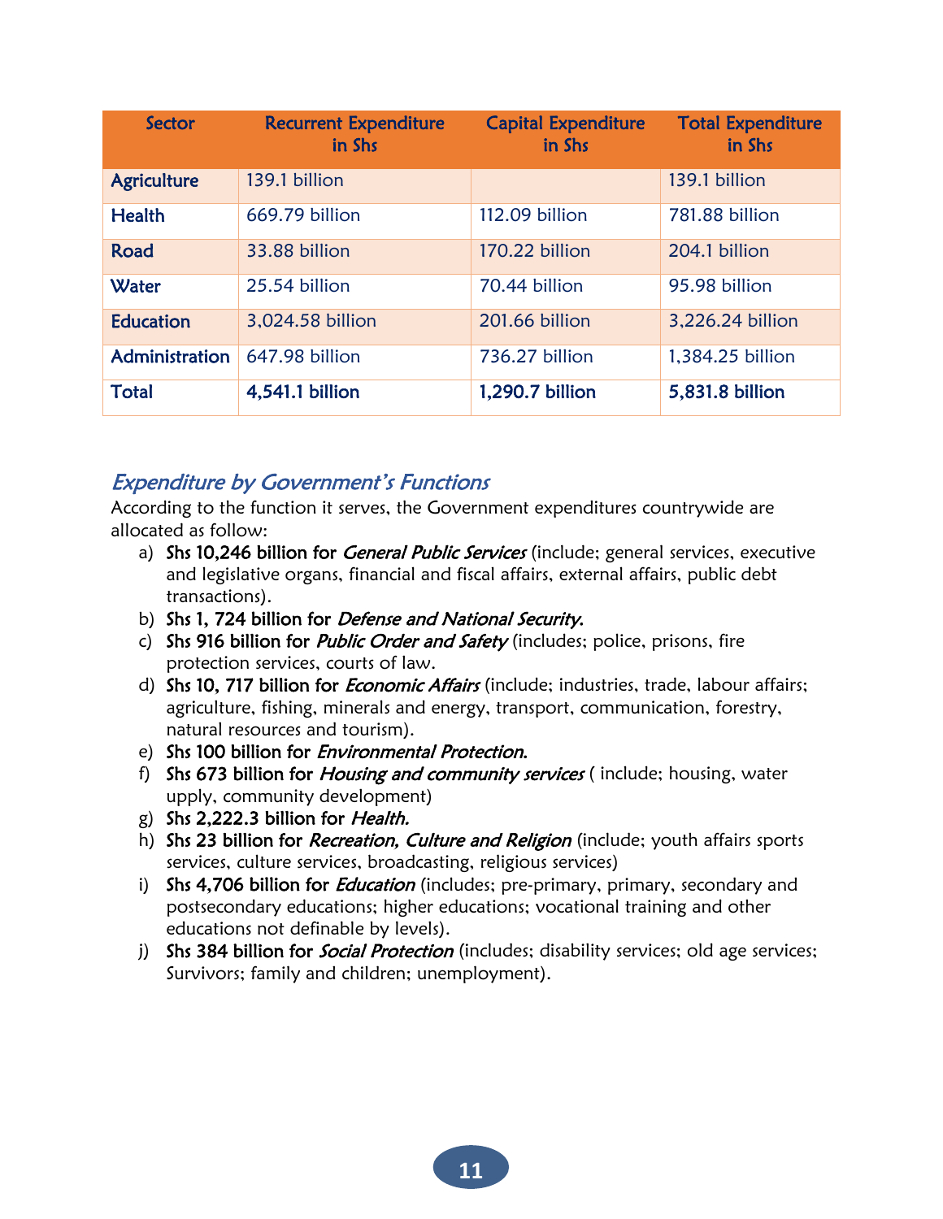| Sector | Recurrent Expenditure in Shs | Capital Expenditure in Shs | Total Expenditure in Shs |
|---|---|---|---|
| Agriculture | 139.1 billion | | 139.1 billion |
| Health | 669.79 billion | 112.09 billion | 781.88 billion |
| Road | 33.88 billion | 170.22 billion | 204.1 billion |
| Water | 25.54 billion | 70.44 billion | 95.98 billion |
| Education | 3,024.58 billion | 201.66 billion | 3,226.24 billion |
| Administration | 647.98 billion | 736.27 billion | 1,384.25 billion |
| **Total** | **4,541.1 billion** | **1,290.7 billion** | **5,831.8 billion** |

## *Expenditure by Government's Functions*

According to the function it serves, the Government expenditures countrywide are allocated as follow:

a) **Shs 10,246 billion for** ***General Public Services*** (include; general services, executive and legislative organs, financial and fiscal affairs, external affairs, public debt transactions).
b) **Shs 1, 724 billion for** ***Defense and National Security.***
c) **Shs 916 billion for** ***Public Order and Safety*** (includes; police, prisons, fire protection services, courts of law.
d) **Shs 10, 717 billion for** ***Economic Affairs*** (include; industries, trade, labour affairs; agriculture, fishing, minerals and energy, transport, communication, forestry, natural resources and tourism).
e) **Shs 100 billion for** ***Environmental Protection.***
f) **Shs 673 billion for** ***Housing and community services*** ( include; housing, water upply, community development)
g) **Shs 2,222.3 billion for** ***Health.***
h) **Shs 23 billion for** ***Recreation, Culture and Religion*** (include; youth affairs sports services, culture services, broadcasting, religious services)
i) **Shs 4,706 billion for** ***Education*** (includes; pre-primary, primary, secondary and postsecondary educations; higher educations; vocational training and other educations not definable by levels).
j) **Shs 384 billion for** ***Social Protection*** (includes; disability services; old age services; Survivors; family and children; unemployment).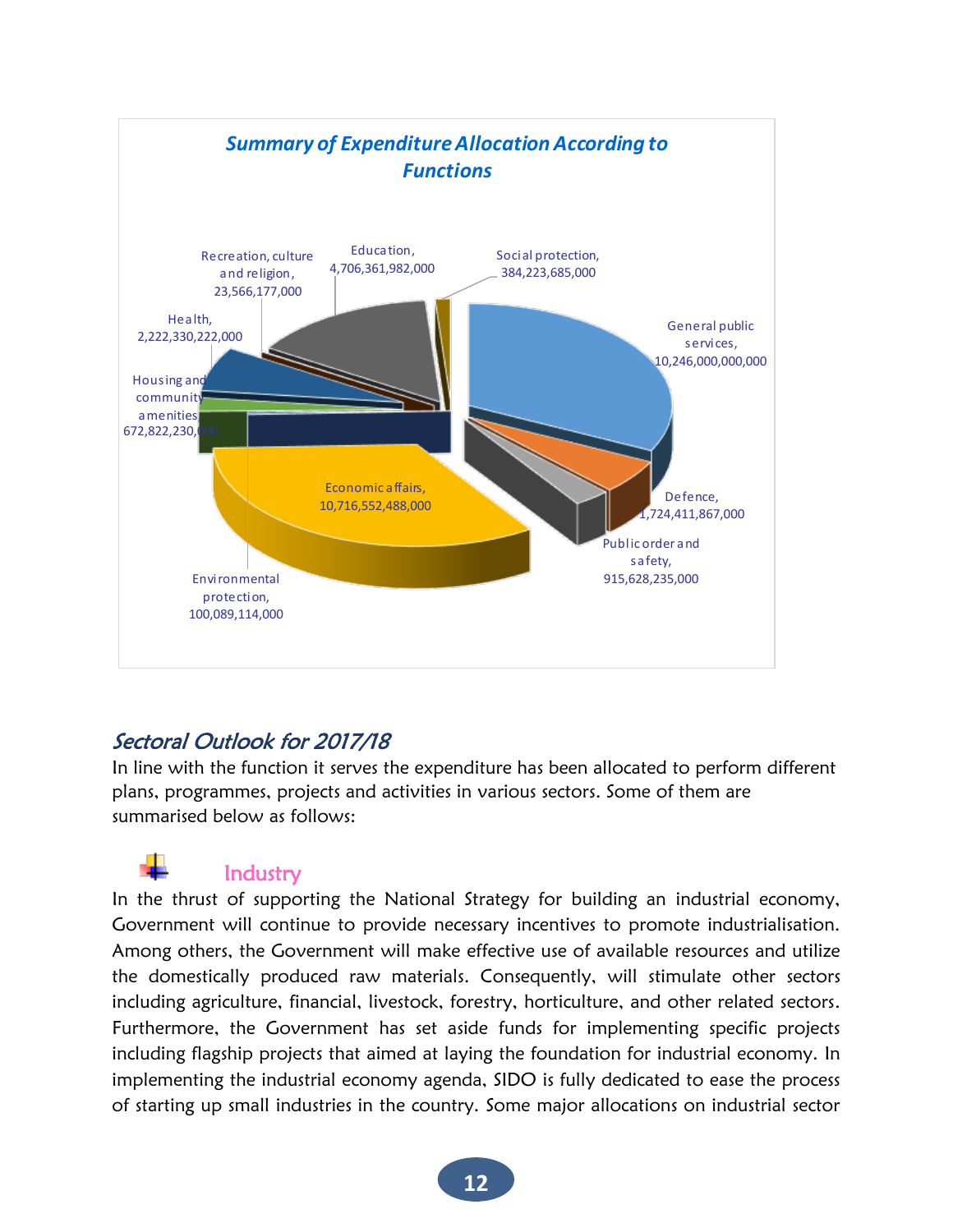**Summary of Expenditure Allocation According to Functions**

| Function | Amount |
| --- | --- |
| General public services | 10,246,000,000,000 |
| Defence | 1,724,411,867,000 |
| Public order and safety | 915,628,235,000 |
| Economic affairs | 10,716,552,488,000 |
| Environmental protection | 100,089,114,000 |
| Housing and community amenities | 672,822,230,000 |
| Health | 2,222,330,222,000 |
| Recreation, culture and religion | 23,566,177,000 |
| Education | 4,706,361,982,000 |
| Social protection | 384,223,685,000 |

## *Sectoral Outlook for 2017/18*

In line with the function it serves the expenditure has been allocated to perform different plans, programmes, projects and activities in various sectors. Some of them are summarised below as follows:

### Industry

In the thrust of supporting the National Strategy for building an industrial economy, Government will continue to provide necessary incentives to promote industrialisation. Among others, the Government will make effective use of available resources and utilize the domestically produced raw materials. Consequently, will stimulate other sectors including agriculture, financial, livestock, forestry, horticulture, and other related sectors. Furthermore, the Government has set aside funds for implementing specific projects including flagship projects that aimed at laying the foundation for industrial economy. In implementing the industrial economy agenda, SIDO is fully dedicated to ease the process of starting up small industries in the country. Some major allocations on industrial sector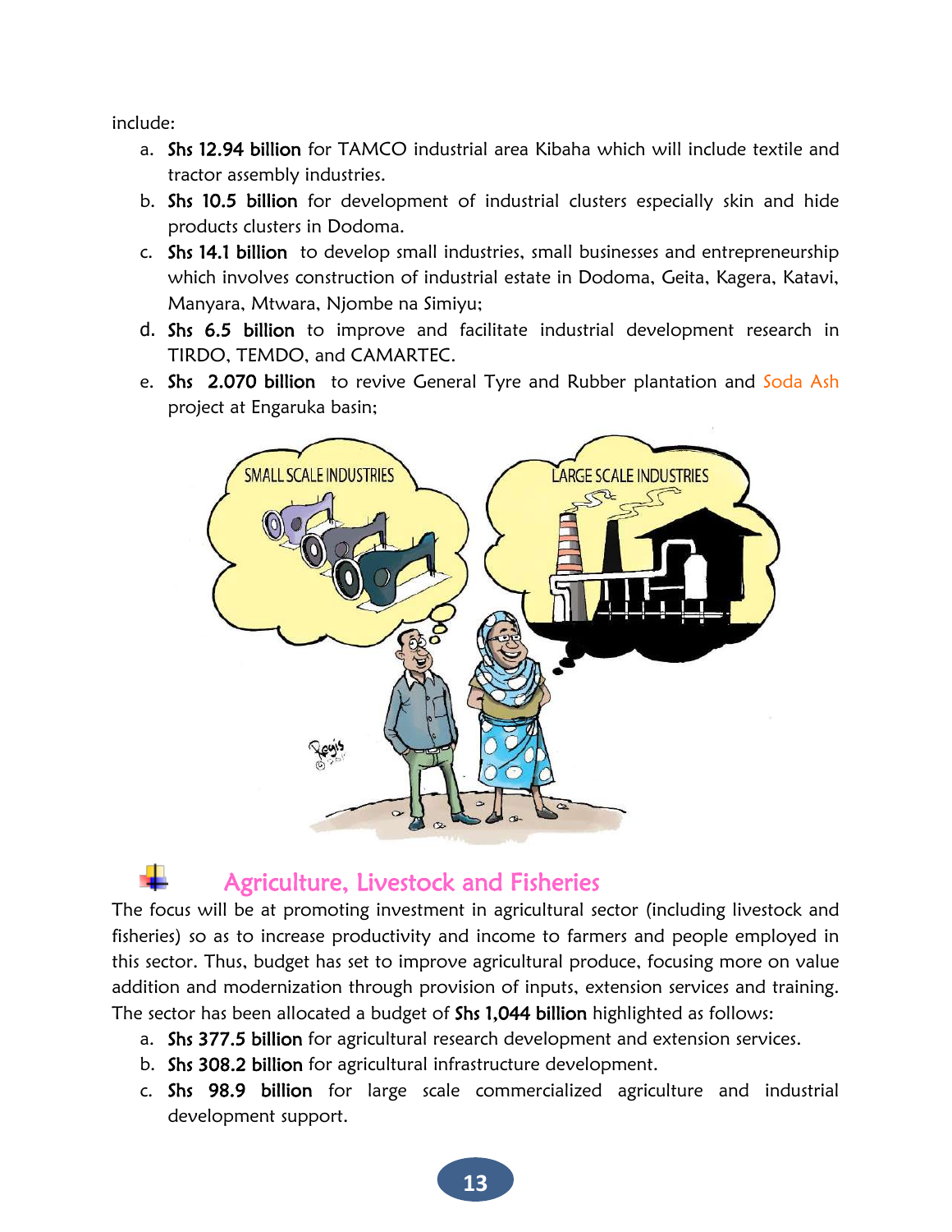include:

a. **Shs 12.94 billion** for TAMCO industrial area Kibaha which will include textile and tractor assembly industries.
b. **Shs 10.5 billion** for development of industrial clusters especially skin and hide products clusters in Dodoma.
c. **Shs 14.1 billion** to develop small industries, small businesses and entrepreneurship which involves construction of industrial estate in Dodoma, Geita, Kagera, Katavi, Manyara, Mtwara, Njombe na Simiyu;
d. **Shs 6.5 billion** to improve and facilitate industrial development research in TIRDO, TEMDO, and CAMARTEC.
e. **Shs 2.070 billion** to revive General Tyre and Rubber plantation and Soda Ash project at Engaruka basin;

## Agriculture, Livestock and Fisheries

The focus will be at promoting investment in agricultural sector (including livestock and fisheries) so as to increase productivity and income to farmers and people employed in this sector. Thus, budget has set to improve agricultural produce, focusing more on value addition and modernization through provision of inputs, extension services and training. The sector has been allocated a budget of **Shs 1,044 billion** highlighted as follows:

a. **Shs 377.5 billion** for agricultural research development and extension services.
b. **Shs 308.2 billion** for agricultural infrastructure development.
c. **Shs 98.9 billion** for large scale commercialized agriculture and industrial development support.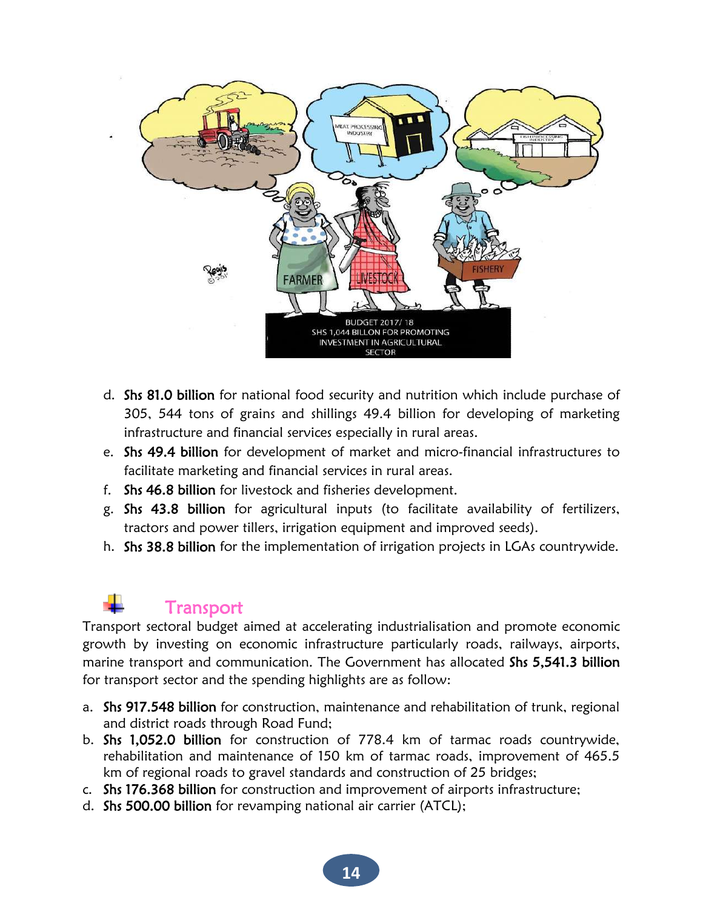d. **Shs 81.0 billion** for national food security and nutrition which include purchase of 305, 544 tons of grains and shillings 49.4 billion for developing of marketing infrastructure and financial services especially in rural areas.
e. **Shs 49.4 billion** for development of market and micro-financial infrastructures to facilitate marketing and financial services in rural areas.
f. **Shs 46.8 billion** for livestock and fisheries development.
g. **Shs 43.8 billion** for agricultural inputs (to facilitate availability of fertilizers, tractors and power tillers, irrigation equipment and improved seeds).
h. **Shs 38.8 billion** for the implementation of irrigation projects in LGAs countrywide.

## Transport

Transport sectoral budget aimed at accelerating industrialisation and promote economic growth by investing on economic infrastructure particularly roads, railways, airports, marine transport and communication. The Government has allocated **Shs 5,541.3 billion** for transport sector and the spending highlights are as follow:

a. **Shs 917.548 billion** for construction, maintenance and rehabilitation of trunk, regional and district roads through Road Fund;
b. **Shs 1,052.0 billion** for construction of 778.4 km of tarmac roads countrywide, rehabilitation and maintenance of 150 km of tarmac roads, improvement of 465.5 km of regional roads to gravel standards and construction of 25 bridges;
c. **Shs 176.368 billion** for construction and improvement of airports infrastructure;
d. **Shs 500.00 billion** for revamping national air carrier (ATCL);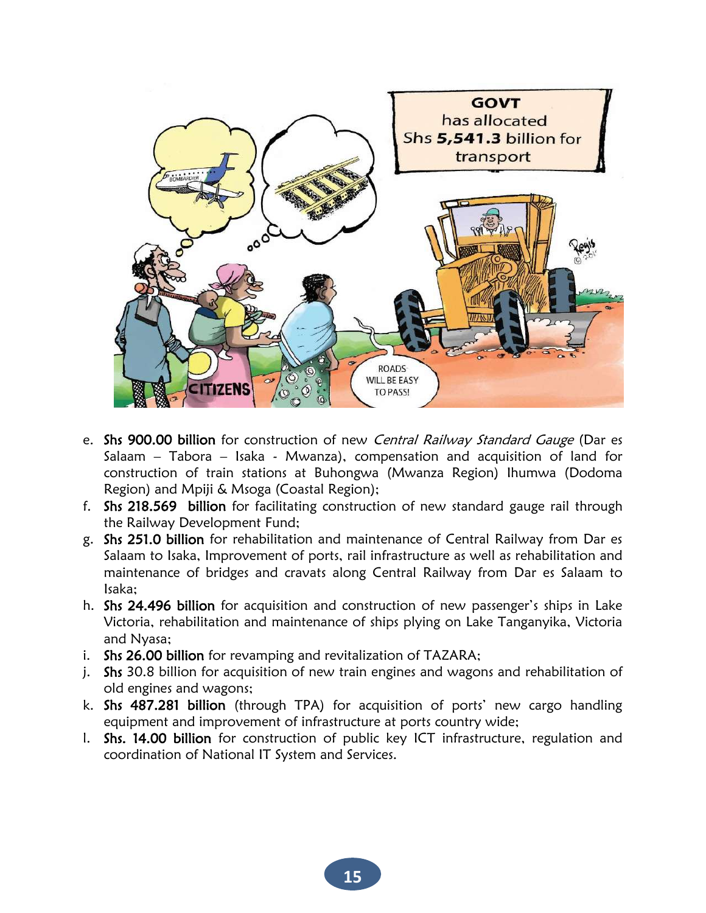e. **Shs 900.00 billion** for construction of new *Central Railway Standard Gauge* (Dar es Salaam – Tabora – Isaka - Mwanza), compensation and acquisition of land for construction of train stations at Buhongwa (Mwanza Region) Ihumwa (Dodoma Region) and Mpiji & Msoga (Coastal Region);
f. **Shs 218.569 billion** for facilitating construction of new standard gauge rail through the Railway Development Fund;
g. **Shs 251.0 billion** for rehabilitation and maintenance of Central Railway from Dar es Salaam to Isaka, Improvement of ports, rail infrastructure as well as rehabilitation and maintenance of bridges and cravats along Central Railway from Dar es Salaam to Isaka;
h. **Shs 24.496 billion** for acquisition and construction of new passenger's ships in Lake Victoria, rehabilitation and maintenance of ships plying on Lake Tanganyika, Victoria and Nyasa;
i. **Shs 26.00 billion** for revamping and revitalization of TAZARA;
j. **Shs** 30.8 billion for acquisition of new train engines and wagons and rehabilitation of old engines and wagons;
k. **Shs 487.281 billion** (through TPA) for acquisition of ports' new cargo handling equipment and improvement of infrastructure at ports country wide;
l. **Shs. 14.00 billion** for construction of public key ICT infrastructure, regulation and coordination of National IT System and Services.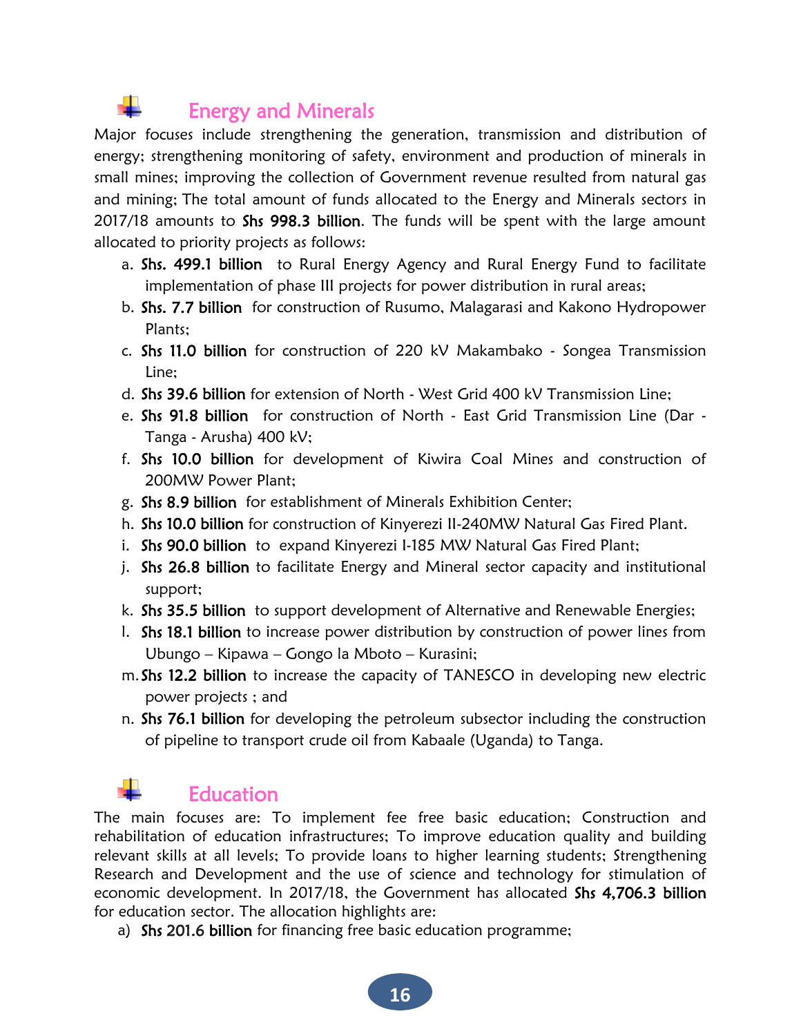## Energy and Minerals

Major focuses include strengthening the generation, transmission and distribution of energy; strengthening monitoring of safety, environment and production of minerals in small mines; improving the collection of Government revenue resulted from natural gas and mining; The total amount of funds allocated to the Energy and Minerals sectors in 2017/18 amounts to **Shs 998.3 billion**. The funds will be spent with the large amount allocated to priority projects as follows:

a. **Shs. 499.1 billion** to Rural Energy Agency and Rural Energy Fund to facilitate implementation of phase III projects for power distribution in rural areas;
b. **Shs. 7.7 billion** for construction of Rusumo, Malagarasi and Kakono Hydropower Plants;
c. **Shs 11.0 billion** for construction of 220 kV Makambako - Songea Transmission Line;
d. **Shs 39.6 billion** for extension of North - West Grid 400 kV Transmission Line;
e. **Shs 91.8 billion** for construction of North - East Grid Transmission Line (Dar - Tanga - Arusha) 400 kV;
f. **Shs 10.0 billion** for development of Kiwira Coal Mines and construction of 200MW Power Plant;
g. **Shs 8.9 billion** for establishment of Minerals Exhibition Center;
h. **Shs 10.0 billion** for construction of Kinyerezi II-240MW Natural Gas Fired Plant.
i. **Shs 90.0 billion** to expand Kinyerezi I-185 MW Natural Gas Fired Plant;
j. **Shs 26.8 billion** to facilitate Energy and Mineral sector capacity and institutional support;
k. **Shs 35.5 billion** to support development of Alternative and Renewable Energies;
l. **Shs 18.1 billion** to increase power distribution by construction of power lines from Ubungo – Kipawa – Gongo la Mboto – Kurasini;
m. **Shs 12.2 billion** to increase the capacity of TANESCO in developing new electric power projects ; and
n. **Shs 76.1 billion** for developing the petroleum subsector including the construction of pipeline to transport crude oil from Kabaale (Uganda) to Tanga.

## Education

The main focuses are: To implement fee free basic education; Construction and rehabilitation of education infrastructures; To improve education quality and building relevant skills at all levels; To provide loans to higher learning students; Strengthening Research and Development and the use of science and technology for stimulation of economic development. In 2017/18, the Government has allocated **Shs 4,706.3 billion** for education sector. The allocation highlights are:

a) **Shs 201.6 billion** for financing free basic education programme;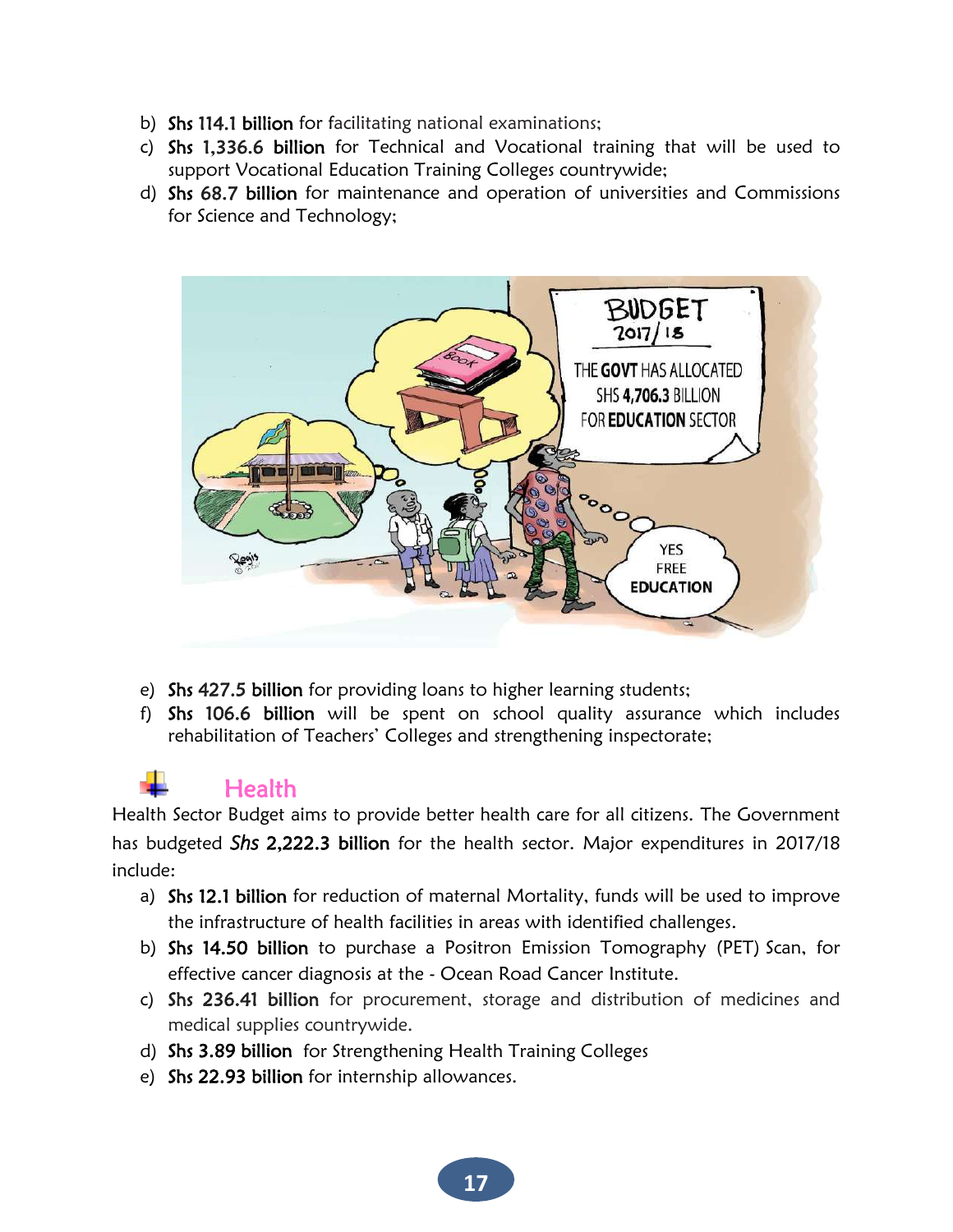b) **Shs 114.1 billion** for facilitating national examinations;

c) **Shs 1,336.6 billion** for Technical and Vocational training that will be used to support Vocational Education Training Colleges countrywide;

d) **Shs 68.7 billion** for maintenance and operation of universities and Commissions for Science and Technology;

e) **Shs 427.5 billion** for providing loans to higher learning students;

f) **Shs 106.6 billion** will be spent on school quality assurance which includes rehabilitation of Teachers' Colleges and strengthening inspectorate;

## Health

Health Sector Budget aims to provide better health care for all citizens. The Government has budgeted ***Shs* 2,222.3 billion** for the health sector. Major expenditures in 2017/18 include:

a) **Shs 12.1 billion** for reduction of maternal Mortality, funds will be used to improve the infrastructure of health facilities in areas with identified challenges.

b) **Shs 14.50 billion** to purchase a Positron Emission Tomography (PET) Scan, for effective cancer diagnosis at the - Ocean Road Cancer Institute.

c) **Shs 236.41 billion** for procurement, storage and distribution of medicines and medical supplies countrywide.

d) **Shs 3.89 billion** for Strengthening Health Training Colleges

e) **Shs 22.93 billion** for internship allowances.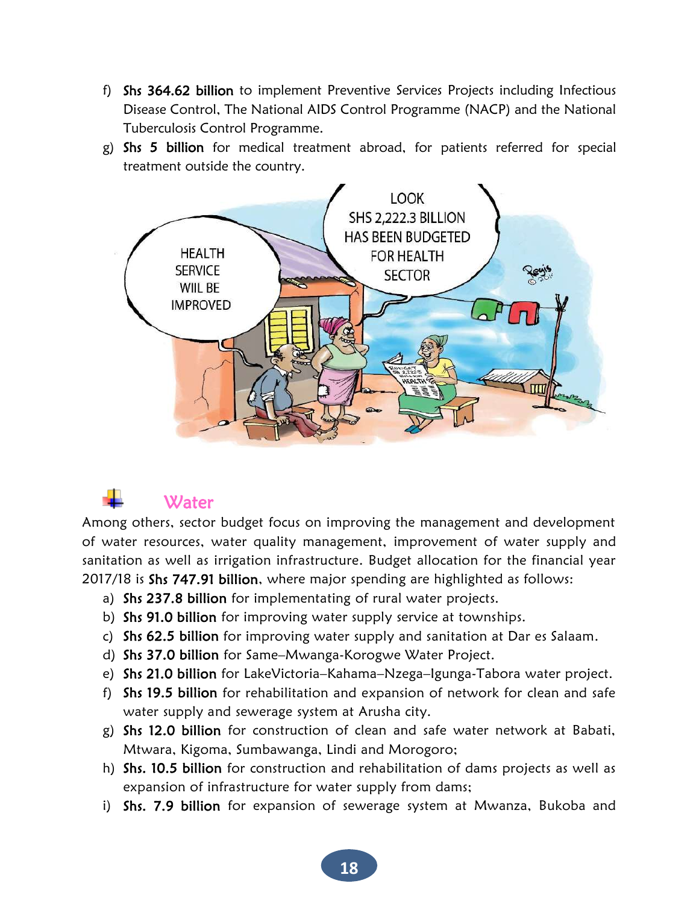f) **Shs 364.62 billion** to implement Preventive Services Projects including Infectious Disease Control, The National AIDS Control Programme (NACP) and the National Tuberculosis Control Programme.

g) **Shs 5 billion** for medical treatment abroad, for patients referred for special treatment outside the country.

## Water

Among others, sector budget focus on improving the management and development of water resources, water quality management, improvement of water supply and sanitation as well as irrigation infrastructure. Budget allocation for the financial year 2017/18 is **Shs 747.91 billion**, where major spending are highlighted as follows:

a) **Shs 237.8 billion** for implementating of rural water projects.

b) **Shs 91.0 billion** for improving water supply service at townships.

c) **Shs 62.5 billion** for improving water supply and sanitation at Dar es Salaam.

d) **Shs 37.0 billion** for Same–Mwanga-Korogwe Water Project.

e) **Shs 21.0 billion** for LakeVictoria–Kahama–Nzega–Igunga-Tabora water project.

f) **Shs 19.5 billion** for rehabilitation and expansion of network for clean and safe water supply and sewerage system at Arusha city.

g) **Shs 12.0 billion** for construction of clean and safe water network at Babati, Mtwara, Kigoma, Sumbawanga, Lindi and Morogoro;

h) **Shs. 10.5 billion** for construction and rehabilitation of dams projects as well as expansion of infrastructure for water supply from dams;

i) **Shs. 7.9 billion** for expansion of sewerage system at Mwanza, Bukoba and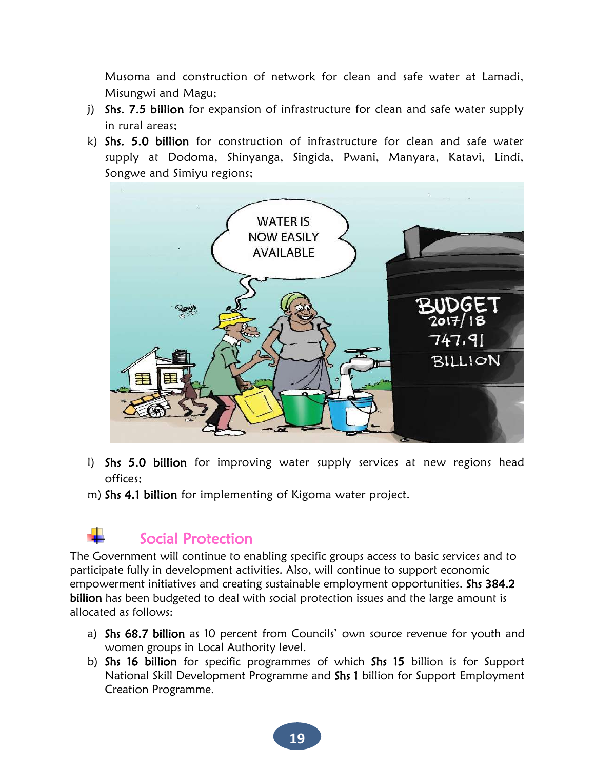Musoma and construction of network for clean and safe water at Lamadi, Misungwi and Magu;

j) **Shs. 7.5 billion** for expansion of infrastructure for clean and safe water supply in rural areas;

k) **Shs. 5.0 billion** for construction of infrastructure for clean and safe water supply at Dodoma, Shinyanga, Singida, Pwani, Manyara, Katavi, Lindi, Songwe and Simiyu regions;

l) **Shs 5.0 billion** for improving water supply services at new regions head offices;

m) **Shs 4.1 billion** for implementing of Kigoma water project.

## Social Protection

The Government will continue to enabling specific groups access to basic services and to participate fully in development activities. Also, will continue to support economic empowerment initiatives and creating sustainable employment opportunities. **Shs 384.2 billion** has been budgeted to deal with social protection issues and the large amount is allocated as follows:

a) **Shs 68.7 billion** as 10 percent from Councils' own source revenue for youth and women groups in Local Authority level.

b) **Shs 16 billion** for specific programmes of which **Shs 15** billion is for Support National Skill Development Programme and **Shs 1** billion for Support Employment Creation Programme.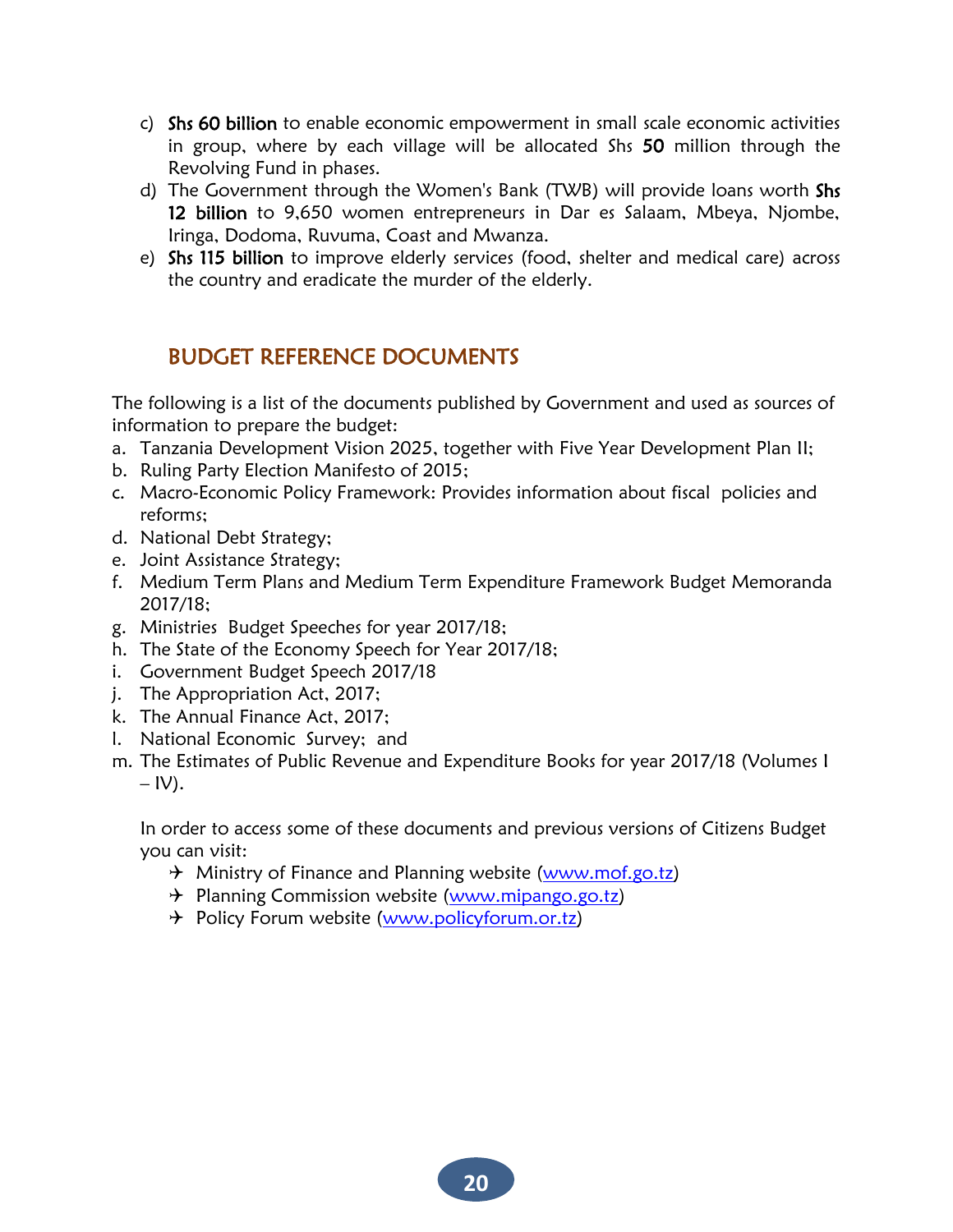c) **Shs 60 billion** to enable economic empowerment in small scale economic activities in group, where by each village will be allocated Shs **50** million through the Revolving Fund in phases.

d) The Government through the Women's Bank (TWB) will provide loans worth **Shs 12 billion** to 9,650 women entrepreneurs in Dar es Salaam, Mbeya, Njombe, Iringa, Dodoma, Ruvuma, Coast and Mwanza.

e) **Shs 115 billion** to improve elderly services (food, shelter and medical care) across the country and eradicate the murder of the elderly.

## BUDGET REFERENCE DOCUMENTS

The following is a list of the documents published by Government and used as sources of information to prepare the budget:

a. Tanzania Development Vision 2025, together with Five Year Development Plan II;
b. Ruling Party Election Manifesto of 2015;
c. Macro-Economic Policy Framework: Provides information about fiscal policies and reforms;
d. National Debt Strategy;
e. Joint Assistance Strategy;
f. Medium Term Plans and Medium Term Expenditure Framework Budget Memoranda 2017/18;
g. Ministries Budget Speeches for year 2017/18;
h. The State of the Economy Speech for Year 2017/18;
i. Government Budget Speech 2017/18
j. The Appropriation Act, 2017;
k. The Annual Finance Act, 2017;
l. National Economic Survey; and
m. The Estimates of Public Revenue and Expenditure Books for year 2017/18 (Volumes I – IV).

In order to access some of these documents and previous versions of Citizens Budget you can visit:

- Ministry of Finance and Planning website (www.mof.go.tz)
- Planning Commission website (www.mipango.go.tz)
- Policy Forum website (www.policyforum.or.tz)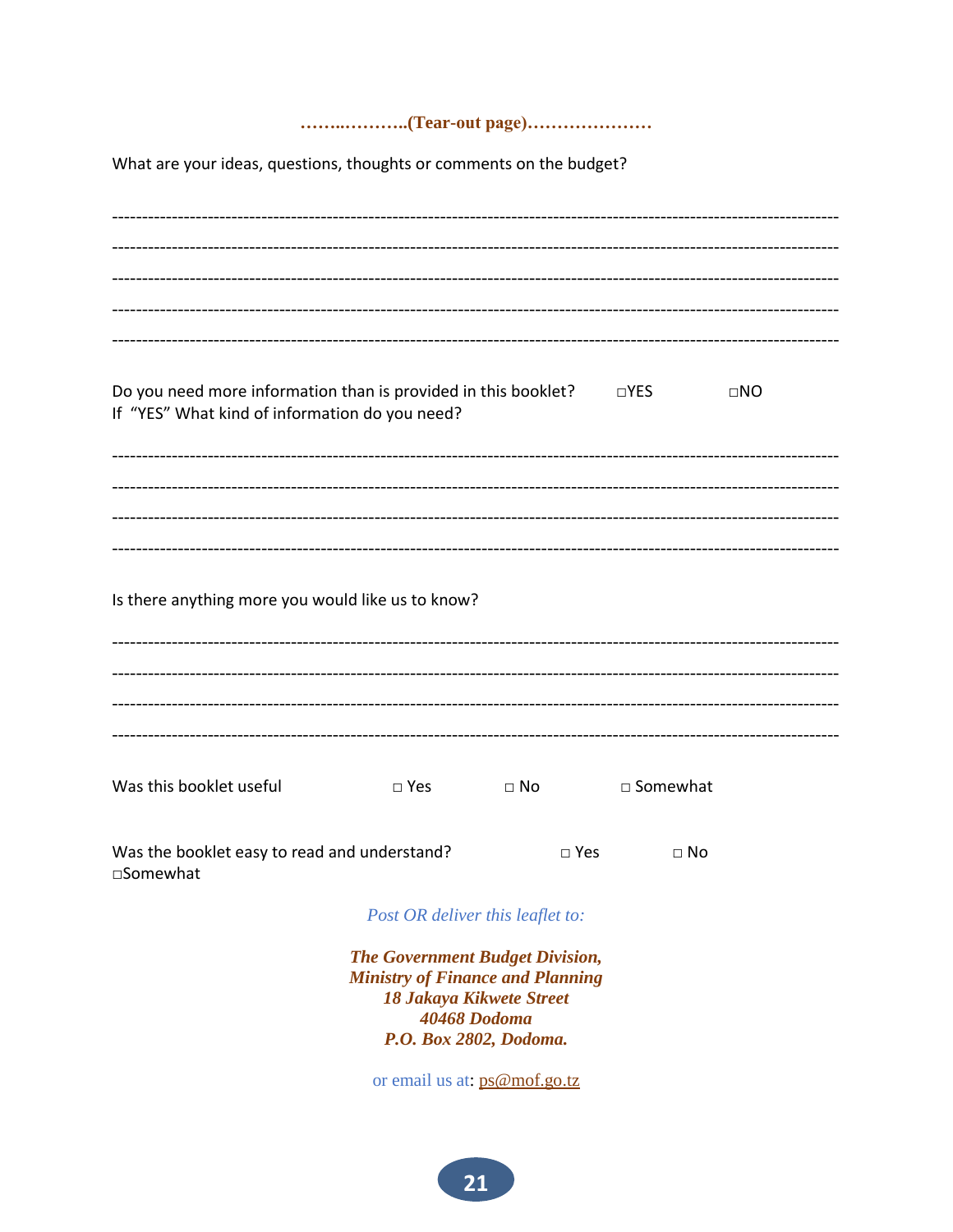**……..………..(Tear-out page)…………………**

What are your ideas, questions, thoughts or comments on the budget?

------------------------------------------------------------------------------------------------------------------------

------------------------------------------------------------------------------------------------------------------------

------------------------------------------------------------------------------------------------------------------------

------------------------------------------------------------------------------------------------------------------------

------------------------------------------------------------------------------------------------------------------------

Do you need more information than is provided in this booklet? □YES □NO
If "YES" What kind of information do you need?

------------------------------------------------------------------------------------------------------------------------

------------------------------------------------------------------------------------------------------------------------

------------------------------------------------------------------------------------------------------------------------

------------------------------------------------------------------------------------------------------------------------

Is there anything more you would like us to know?

------------------------------------------------------------------------------------------------------------------------

------------------------------------------------------------------------------------------------------------------------

------------------------------------------------------------------------------------------------------------------------

------------------------------------------------------------------------------------------------------------------------

Was this booklet useful □ Yes □ No □ Somewhat

Was the booklet easy to read and understand? □ Yes □ No □Somewhat

*Post OR deliver this leaflet to:*

***The Government Budget Division,***
***Ministry of Finance and Planning***
***18 Jakaya Kikwete Street***
***40468 Dodoma***
***P.O. Box 2802, Dodoma.***

or email us at: ps@mof.go.tz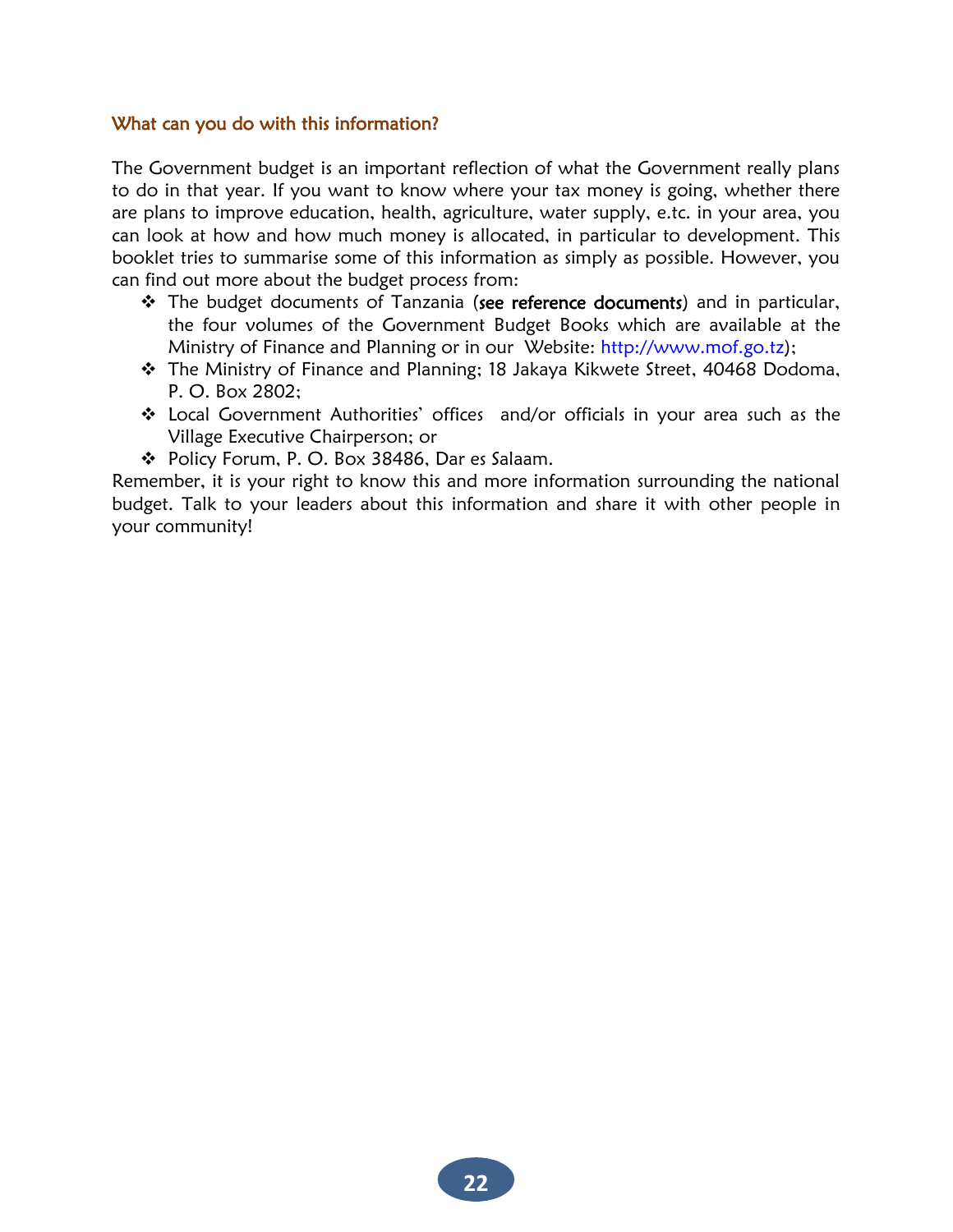### What can you do with this information?

The Government budget is an important reflection of what the Government really plans to do in that year. If you want to know where your tax money is going, whether there are plans to improve education, health, agriculture, water supply, e.tc. in your area, you can look at how and how much money is allocated, in particular to development. This booklet tries to summarise some of this information as simply as possible. However, you can find out more about the budget process from:

- The budget documents of Tanzania (see reference documents) and in particular, the four volumes of the Government Budget Books which are available at the Ministry of Finance and Planning or in our Website: http://www.mof.go.tz);
- The Ministry of Finance and Planning; 18 Jakaya Kikwete Street, 40468 Dodoma, P. O. Box 2802;
- Local Government Authorities' offices and/or officials in your area such as the Village Executive Chairperson; or
- Policy Forum, P. O. Box 38486, Dar es Salaam.

Remember, it is your right to know this and more information surrounding the national budget. Talk to your leaders about this information and share it with other people in your community!